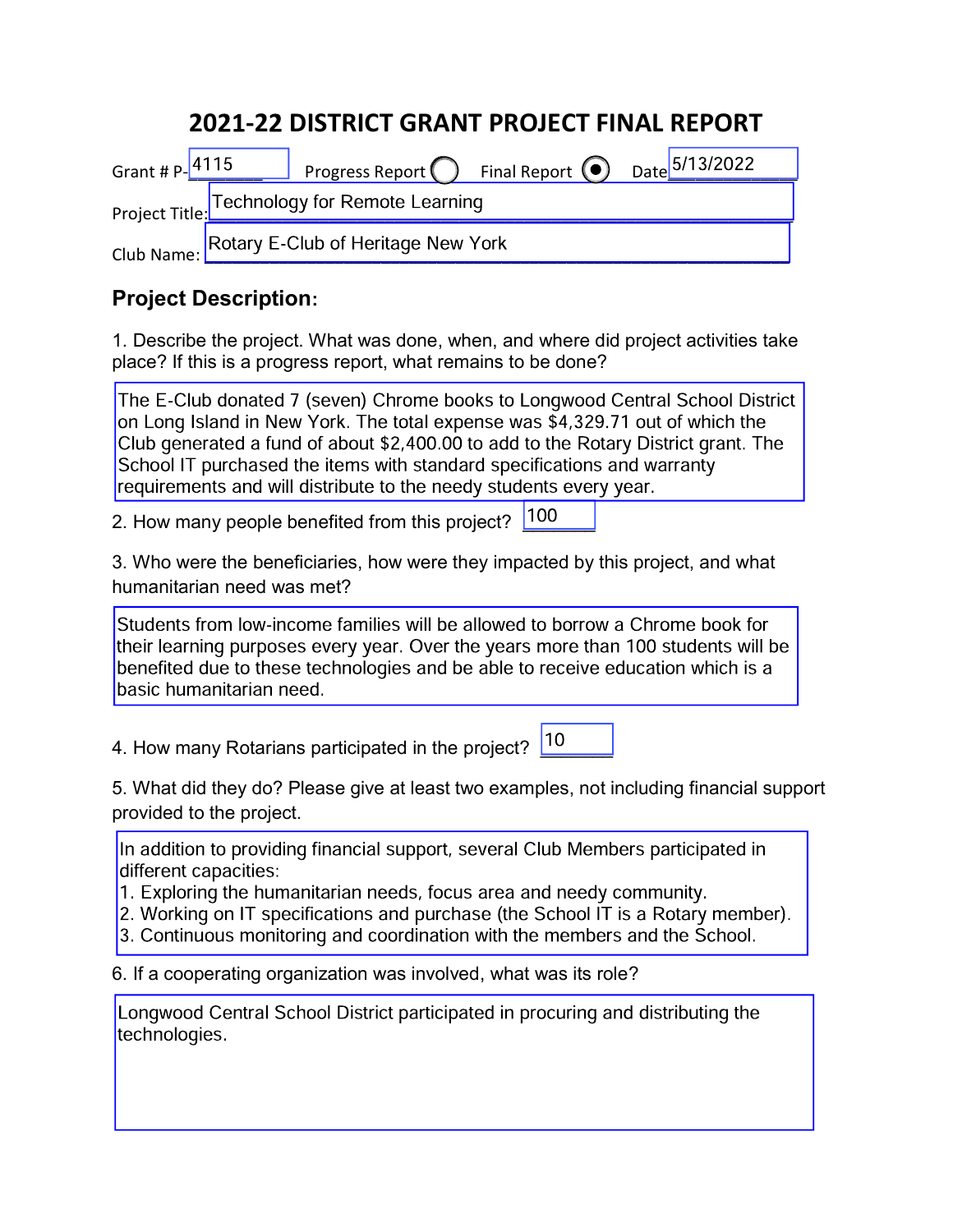# 2021-22 DISTRICT GRANT PROJECT FINAL REPORT

Grant # P-4115 Progress Report ○ Final Report ◉ Date 5/13/2022

Project Title: Technology for Remote Learning

Club Name: Rotary E-Club of Heritage New York

## Project Description:

1. Describe the project. What was done, when, and where did project activities take place? If this is a progress report, what remains to be done?

The E-Club donated 7 (seven) Chrome books to Longwood Central School District on Long Island in New York. The total expense was $4,329.71 out of which the Club generated a fund of about $2,400.00 to add to the Rotary District grant. The School IT purchased the items with standard specifications and warranty requirements and will distribute to the needy students every year.

2. How many people benefited from this project? 100

3. Who were the beneficiaries, how were they impacted by this project, and what humanitarian need was met?

Students from low-income families will be allowed to borrow a Chrome book for their learning purposes every year. Over the years more than 100 students will be benefited due to these technologies and be able to receive education which is a basic humanitarian need.

4. How many Rotarians participated in the project? 10

5. What did they do? Please give at least two examples, not including financial support provided to the project.

In addition to providing financial support, several Club Members participated in different capacities:
1. Exploring the humanitarian needs, focus area and needy community.
2. Working on IT specifications and purchase (the School IT is a Rotary member).
3. Continuous monitoring and coordination with the members and the School.

6. If a cooperating organization was involved, what was its role?

Longwood Central School District participated in procuring and distributing the technologies.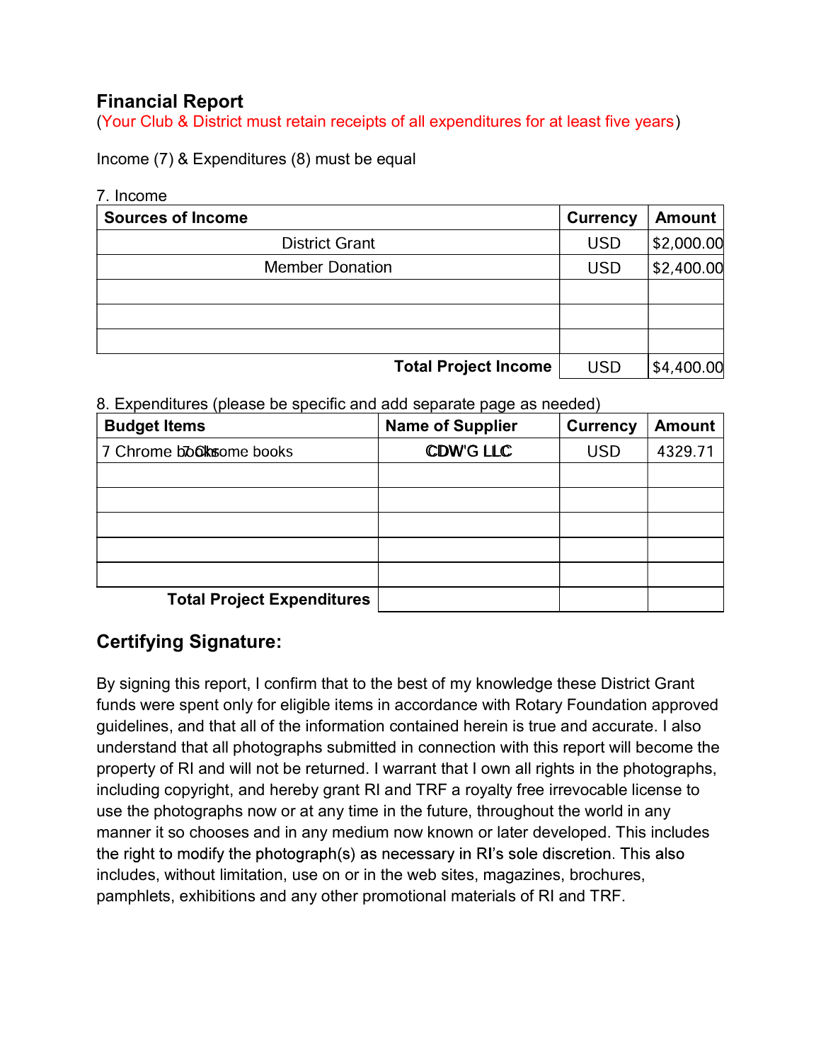## Financial Report

(Your Club & District must retain receipts of all expenditures for at least five years)

Income (7) & Expenditures (8) must be equal

7. Income

| Sources of Income | Currency | Amount |
|---|---|---|
| District Grant | USD | $2,000.00 |
| Member Donation | USD | $2,400.00 |
| | | |
| | | |
| | | |
| **Total Project Income** | USD | $4,400.00 |

8. Expenditures (please be specific and add separate page as needed)

| Budget Items | Name of Supplier | Currency | Amount |
|---|---|---|---|
| 7 Chrome books | CDW'G LLC | USD | 4329.71 |
| | | | |
| | | | |
| | | | |
| | | | |
| | | | |
| **Total Project Expenditures** | | | |

## Certifying Signature:

By signing this report, I confirm that to the best of my knowledge these District Grant funds were spent only for eligible items in accordance with Rotary Foundation approved guidelines, and that all of the information contained herein is true and accurate. I also understand that all photographs submitted in connection with this report will become the property of RI and will not be returned. I warrant that I own all rights in the photographs, including copyright, and hereby grant RI and TRF a royalty free irrevocable license to use the photographs now or at any time in the future, throughout the world in any manner it so chooses and in any medium now known or later developed. This includes the right to modify the photograph(s) as necessary in RI's sole discretion. This also includes, without limitation, use on or in the web sites, magazines, brochures, pamphlets, exhibitions and any other promotional materials of RI and TRF.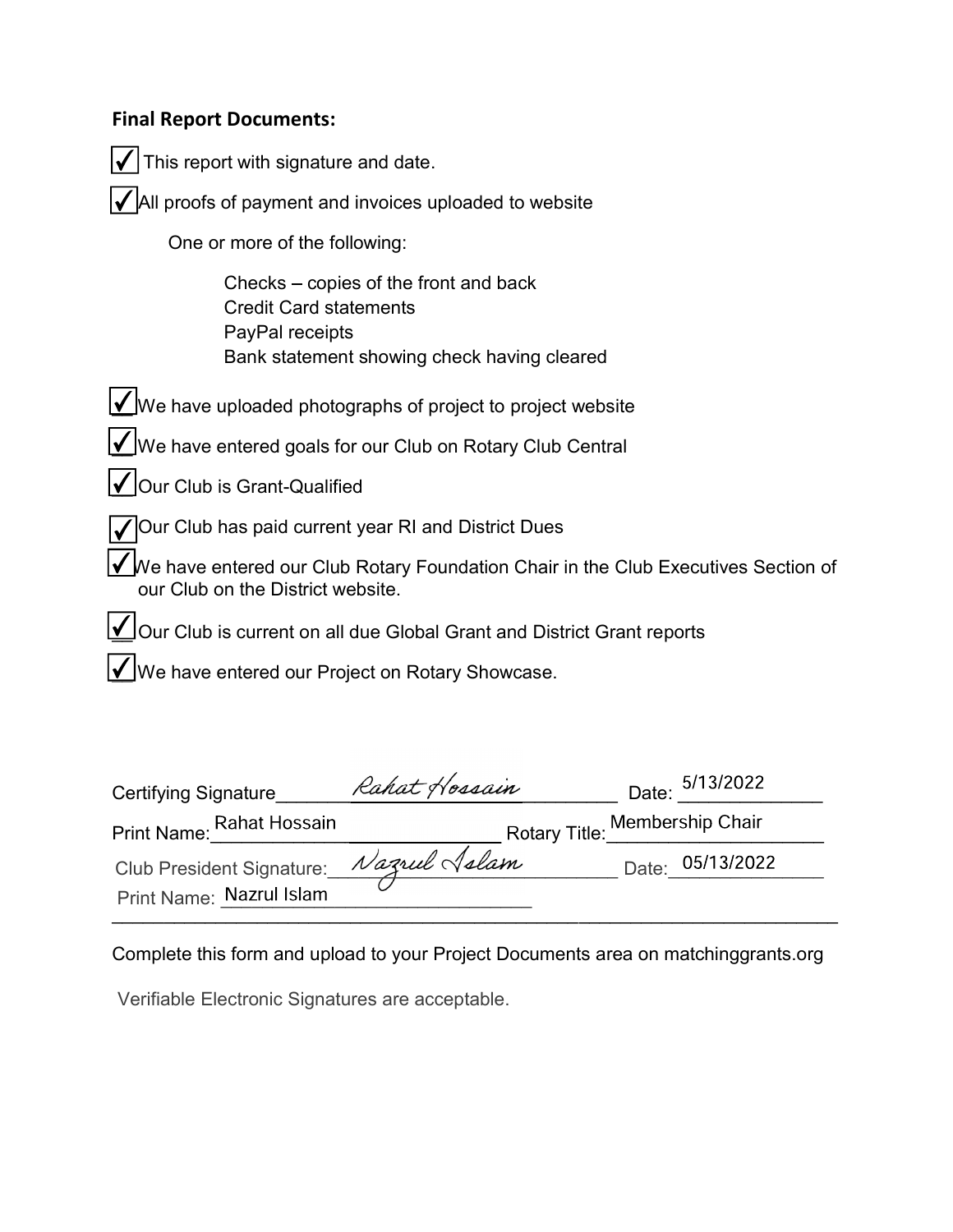**Final Report Documents:**

- [x] This report with signature and date.
- [x] All proofs of payment and invoices uploaded to website

    One or more of the following:

    - Checks – copies of the front and back
    - Credit Card statements
    - PayPal receipts
    - Bank statement showing check having cleared

- [x] We have uploaded photographs of project to project website
- [x] We have entered goals for our Club on Rotary Club Central
- [x] Our Club is Grant-Qualified
- [x] Our Club has paid current year RI and District Dues
- [x] We have entered our Club Rotary Foundation Chair in the Club Executives Section of our Club on the District website.
- [x] Our Club is current on all due Global Grant and District Grant reports
- [x] We have entered our Project on Rotary Showcase.

Certifying Signature: Rahat Hossain Date: 5/13/2022

Print Name: Rahat Hossain Rotary Title: Membership Chair

Club President Signature: Nazrul Islam Date: 05/13/2022

Print Name: Nazrul Islam

---

Complete this form and upload to your Project Documents area on matchinggrants.org

Verifiable Electronic Signatures are acceptable.